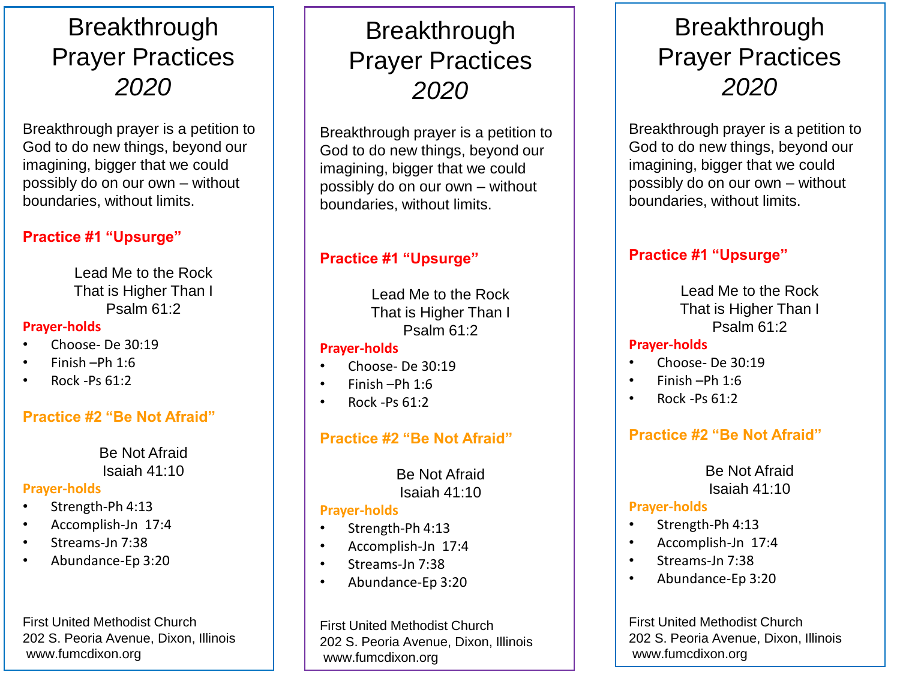# Breakthrough Prayer Practices *2020*

Breakthrough prayer is a petition to God to do new things, beyond our imagining, bigger that we could possibly do on our own – without boundaries, without limits.

**Practice #1 "Upsurge"**

Lead Me to the Rock
That is Higher Than I
Psalm 61:2

**Prayer-holds**

- Choose- De 30:19
- Finish –Ph 1:6
- Rock -Ps 61:2

**Practice #2 "Be Not Afraid"**

Be Not Afraid
Isaiah 41:10

**Prayer-holds**

- Strength-Ph 4:13
- Accomplish-Jn 17:4
- Streams-Jn 7:38
- Abundance-Ep 3:20

First United Methodist Church
202 S. Peoria Avenue, Dixon, Illinois
www.fumcdixon.org

# Breakthrough Prayer Practices *2020*

Breakthrough prayer is a petition to God to do new things, beyond our imagining, bigger that we could possibly do on our own – without boundaries, without limits.

**Practice #1 "Upsurge"**

Lead Me to the Rock
That is Higher Than I
Psalm 61:2

**Prayer-holds**

- Choose- De 30:19
- Finish –Ph 1:6
- Rock -Ps 61:2

**Practice #2 "Be Not Afraid"**

Be Not Afraid
Isaiah 41:10

**Prayer-holds**

- Strength-Ph 4:13
- Accomplish-Jn 17:4
- Streams-Jn 7:38
- Abundance-Ep 3:20

First United Methodist Church
202 S. Peoria Avenue, Dixon, Illinois
www.fumcdixon.org

# Breakthrough Prayer Practices *2020*

Breakthrough prayer is a petition to God to do new things, beyond our imagining, bigger that we could possibly do on our own – without boundaries, without limits.

**Practice #1 "Upsurge"**

Lead Me to the Rock
That is Higher Than I
Psalm 61:2

**Prayer-holds**

- Choose- De 30:19
- Finish –Ph 1:6
- Rock -Ps 61:2

**Practice #2 "Be Not Afraid"**

Be Not Afraid
Isaiah 41:10

**Prayer-holds**

- Strength-Ph 4:13
- Accomplish-Jn 17:4
- Streams-Jn 7:38
- Abundance-Ep 3:20

First United Methodist Church
202 S. Peoria Avenue, Dixon, Illinois
www.fumcdixon.org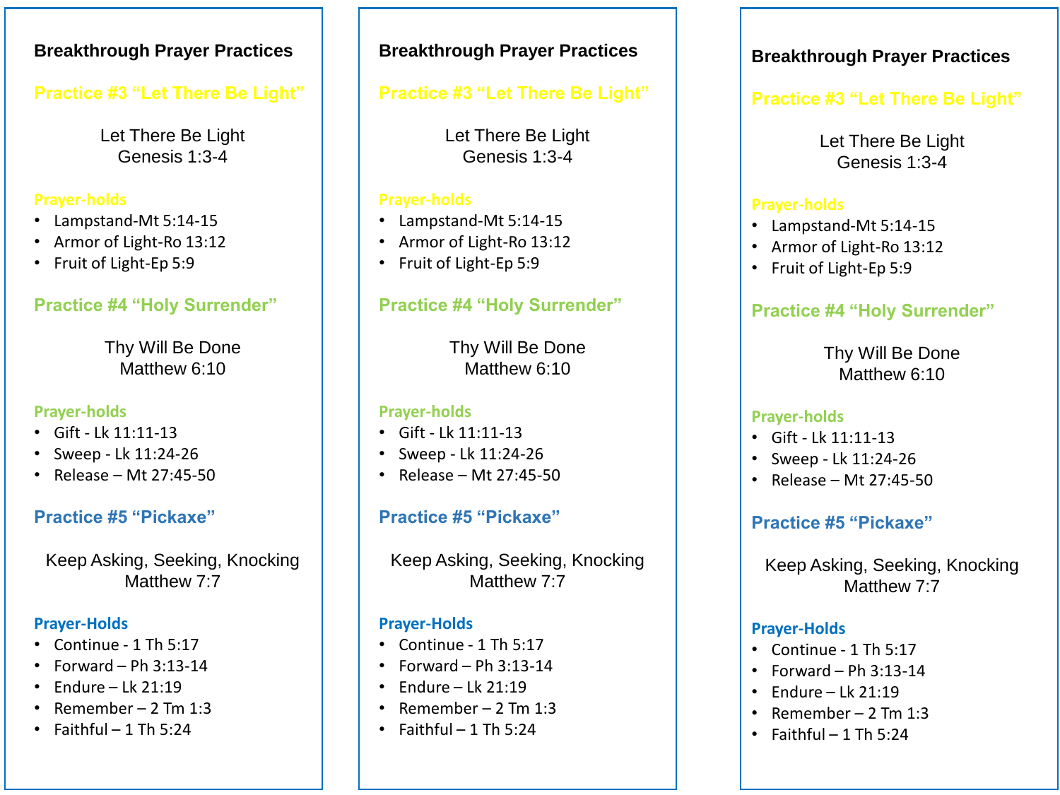**Breakthrough Prayer Practices**

## Practice #3 "Let There Be Light"

Let There Be Light
Genesis 1:3-4

**Prayer-holds**

- Lampstand-Mt 5:14-15
- Armor of Light-Ro 13:12
- Fruit of Light-Ep 5:9

## Practice #4 "Holy Surrender"

Thy Will Be Done
Matthew 6:10

**Prayer-holds**

- Gift - Lk 11:11-13
- Sweep - Lk 11:24-26
- Release – Mt 27:45-50

## Practice #5 "Pickaxe"

Keep Asking, Seeking, Knocking
Matthew 7:7

**Prayer-Holds**

- Continue - 1 Th 5:17
- Forward – Ph 3:13-14
- Endure – Lk 21:19
- Remember – 2 Tm 1:3
- Faithful – 1 Th 5:24

---

**Breakthrough Prayer Practices**

## Practice #3 "Let There Be Light"

Let There Be Light
Genesis 1:3-4

**Prayer-holds**

- Lampstand-Mt 5:14-15
- Armor of Light-Ro 13:12
- Fruit of Light-Ep 5:9

## Practice #4 "Holy Surrender"

Thy Will Be Done
Matthew 6:10

**Prayer-holds**

- Gift - Lk 11:11-13
- Sweep - Lk 11:24-26
- Release – Mt 27:45-50

## Practice #5 "Pickaxe"

Keep Asking, Seeking, Knocking
Matthew 7:7

**Prayer-Holds**

- Continue - 1 Th 5:17
- Forward – Ph 3:13-14
- Endure – Lk 21:19
- Remember – 2 Tm 1:3
- Faithful – 1 Th 5:24

---

**Breakthrough Prayer Practices**

## Practice #3 "Let There Be Light"

Let There Be Light
Genesis 1:3-4

**Prayer-holds**

- Lampstand-Mt 5:14-15
- Armor of Light-Ro 13:12
- Fruit of Light-Ep 5:9

## Practice #4 "Holy Surrender"

Thy Will Be Done
Matthew 6:10

**Prayer-holds**

- Gift - Lk 11:11-13
- Sweep - Lk 11:24-26
- Release – Mt 27:45-50

## Practice #5 "Pickaxe"

Keep Asking, Seeking, Knocking
Matthew 7:7

**Prayer-Holds**

- Continue - 1 Th 5:17
- Forward – Ph 3:13-14
- Endure – Lk 21:19
- Remember – 2 Tm 1:3
- Faithful – 1 Th 5:24